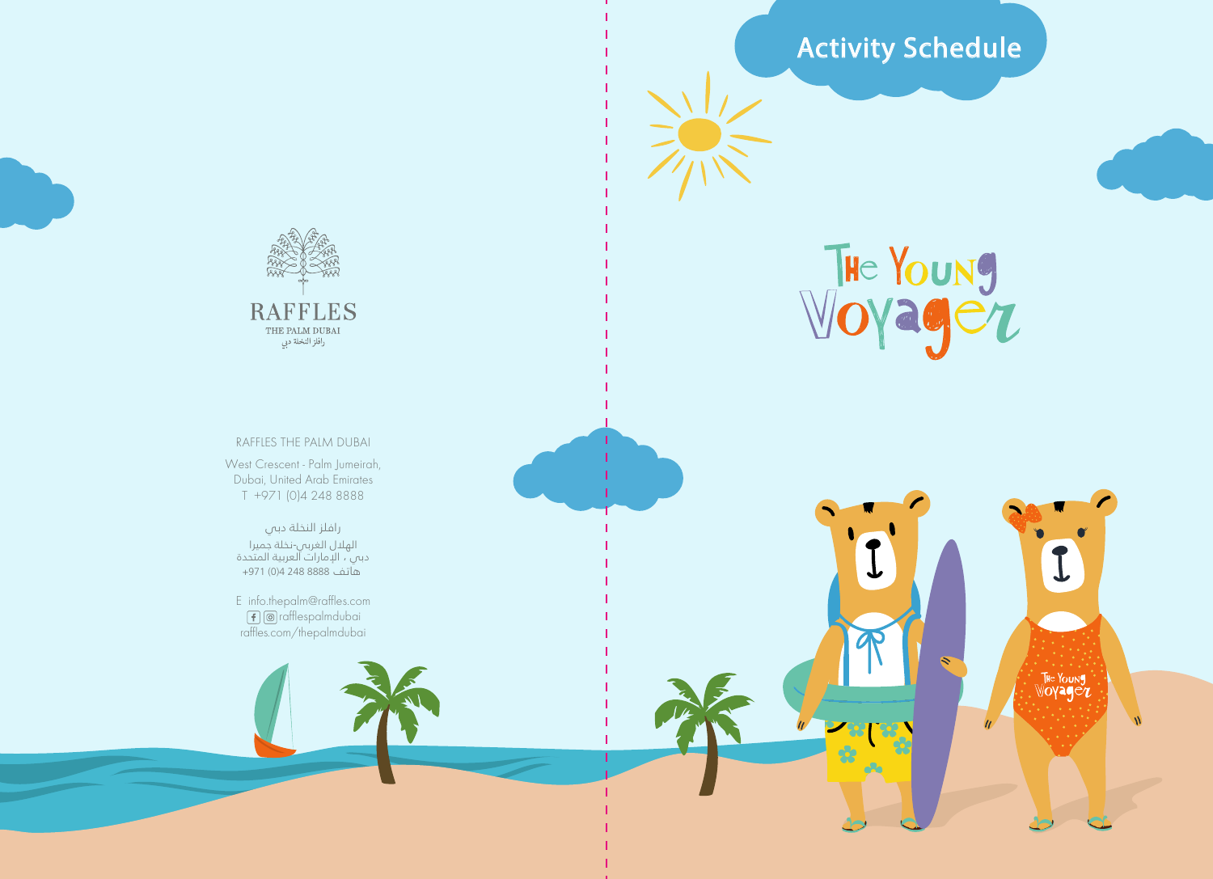# Activity Schedule

# The Young Voyager

RAFFLES
THE PALM DUBAI
رافلز النخلة دبي

RAFFLES THE PALM DUBAI

West Crescent - Palm Jumeirah,
Dubai, United Arab Emirates
T +971 (0)4 248 8888

رافلز النخلة دبي
الهلال الغربي-نخلة جميرا
دبي ، الإمارات العربية المتحدة
هاتف 8888 248 (0)4 971+

E info.thepalm@raffles.com
rafflespalmdubai
raffles.com/thepalmdubai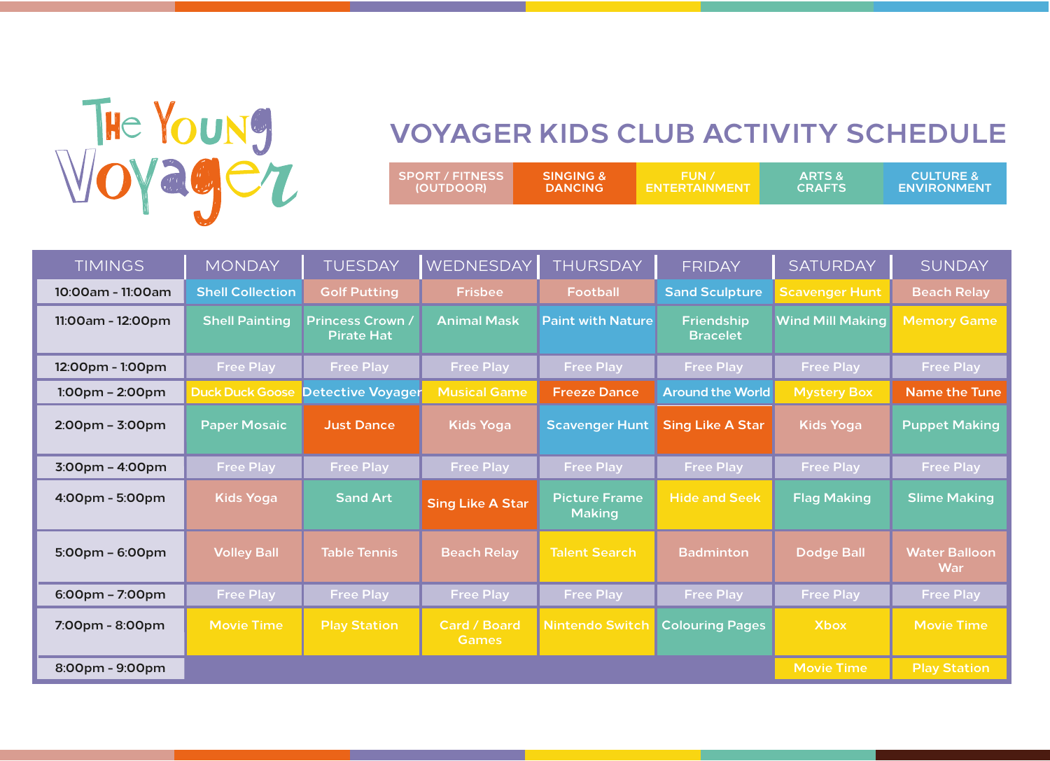The Young Voyager

# VOYAGER KIDS CLUB ACTIVITY SCHEDULE

SPORT / FITNESS (OUTDOOR) | SINGING & DANCING | FUN / ENTERTAINMENT | ARTS & CRAFTS | CULTURE & ENVIRONMENT

| TIMINGS | MONDAY | TUESDAY | WEDNESDAY | THURSDAY | FRIDAY | SATURDAY | SUNDAY |
|---|---|---|---|---|---|---|---|
| 10:00am - 11:00am | Shell Collection | Golf Putting | Frisbee | Football | Sand Sculpture | Scavenger Hunt | Beach Relay |
| 11:00am - 12:00pm | Shell Painting | Princess Crown / Pirate Hat | Animal Mask | Paint with Nature | Friendship Bracelet | Wind Mill Making | Memory Game |
| 12:00pm - 1:00pm | Free Play | Free Play | Free Play | Free Play | Free Play | Free Play | Free Play |
| 1:00pm – 2:00pm | Duck Duck Goose | Detective Voyager | Musical Game | Freeze Dance | Around the World | Mystery Box | Name the Tune |
| 2:00pm – 3:00pm | Paper Mosaic | Just Dance | Kids Yoga | Scavenger Hunt | Sing Like A Star | Kids Yoga | Puppet Making |
| 3:00pm – 4:00pm | Free Play | Free Play | Free Play | Free Play | Free Play | Free Play | Free Play |
| 4:00pm - 5:00pm | Kids Yoga | Sand Art | Sing Like A Star | Picture Frame Making | Hide and Seek | Flag Making | Slime Making |
| 5:00pm – 6:00pm | Volley Ball | Table Tennis | Beach Relay | Talent Search | Badminton | Dodge Ball | Water Balloon War |
| 6:00pm – 7:00pm | Free Play | Free Play | Free Play | Free Play | Free Play | Free Play | Free Play |
| 7:00pm - 8:00pm | Movie Time | Play Station | Card / Board Games | Nintendo Switch | Colouring Pages | Xbox | Movie Time |
| 8:00pm - 9:00pm | | | | | | Movie Time | Play Station |